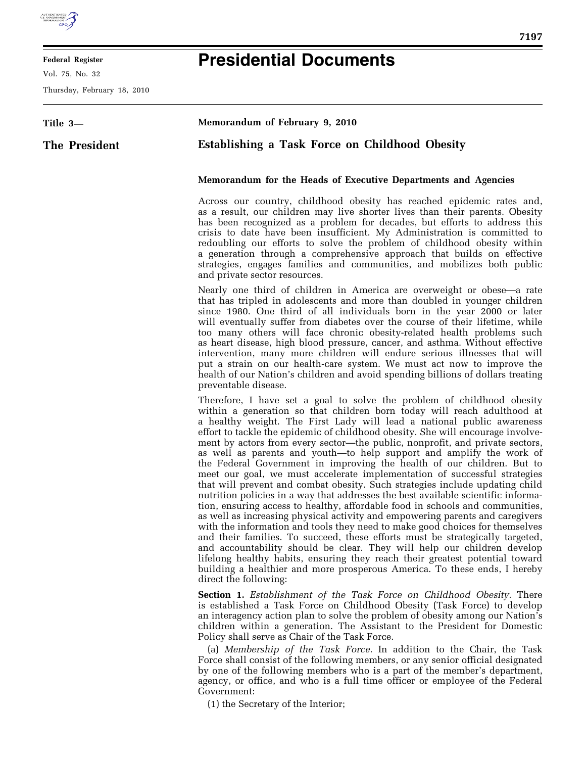**Federal Register**

Vol. 75, No. 32

Thursday, February 18, 2010

# Presidential Documents

**Title 3—**

**The President**

**Memorandum of February 9, 2010**

## Establishing a Task Force on Childhood Obesity

**Memorandum for the Heads of Executive Departments and Agencies**

Across our country, childhood obesity has reached epidemic rates and, as a result, our children may live shorter lives than their parents. Obesity has been recognized as a problem for decades, but efforts to address this crisis to date have been insufficient. My Administration is committed to redoubling our efforts to solve the problem of childhood obesity within a generation through a comprehensive approach that builds on effective strategies, engages families and communities, and mobilizes both public and private sector resources.

Nearly one third of children in America are overweight or obese—a rate that has tripled in adolescents and more than doubled in younger children since 1980. One third of all individuals born in the year 2000 or later will eventually suffer from diabetes over the course of their lifetime, while too many others will face chronic obesity-related health problems such as heart disease, high blood pressure, cancer, and asthma. Without effective intervention, many more children will endure serious illnesses that will put a strain on our health-care system. We must act now to improve the health of our Nation's children and avoid spending billions of dollars treating preventable disease.

Therefore, I have set a goal to solve the problem of childhood obesity within a generation so that children born today will reach adulthood at a healthy weight. The First Lady will lead a national public awareness effort to tackle the epidemic of childhood obesity. She will encourage involvement by actors from every sector—the public, nonprofit, and private sectors, as well as parents and youth—to help support and amplify the work of the Federal Government in improving the health of our children. But to meet our goal, we must accelerate implementation of successful strategies that will prevent and combat obesity. Such strategies include updating child nutrition policies in a way that addresses the best available scientific information, ensuring access to healthy, affordable food in schools and communities, as well as increasing physical activity and empowering parents and caregivers with the information and tools they need to make good choices for themselves and their families. To succeed, these efforts must be strategically targeted, and accountability should be clear. They will help our children develop lifelong healthy habits, ensuring they reach their greatest potential toward building a healthier and more prosperous America. To these ends, I hereby direct the following:

**Section 1.** *Establishment of the Task Force on Childhood Obesity.* There is established a Task Force on Childhood Obesity (Task Force) to develop an interagency action plan to solve the problem of obesity among our Nation's children within a generation. The Assistant to the President for Domestic Policy shall serve as Chair of the Task Force.

(a) *Membership of the Task Force.* In addition to the Chair, the Task Force shall consist of the following members, or any senior official designated by one of the following members who is a part of the member's department, agency, or office, and who is a full time officer or employee of the Federal Government:

(1) the Secretary of the Interior;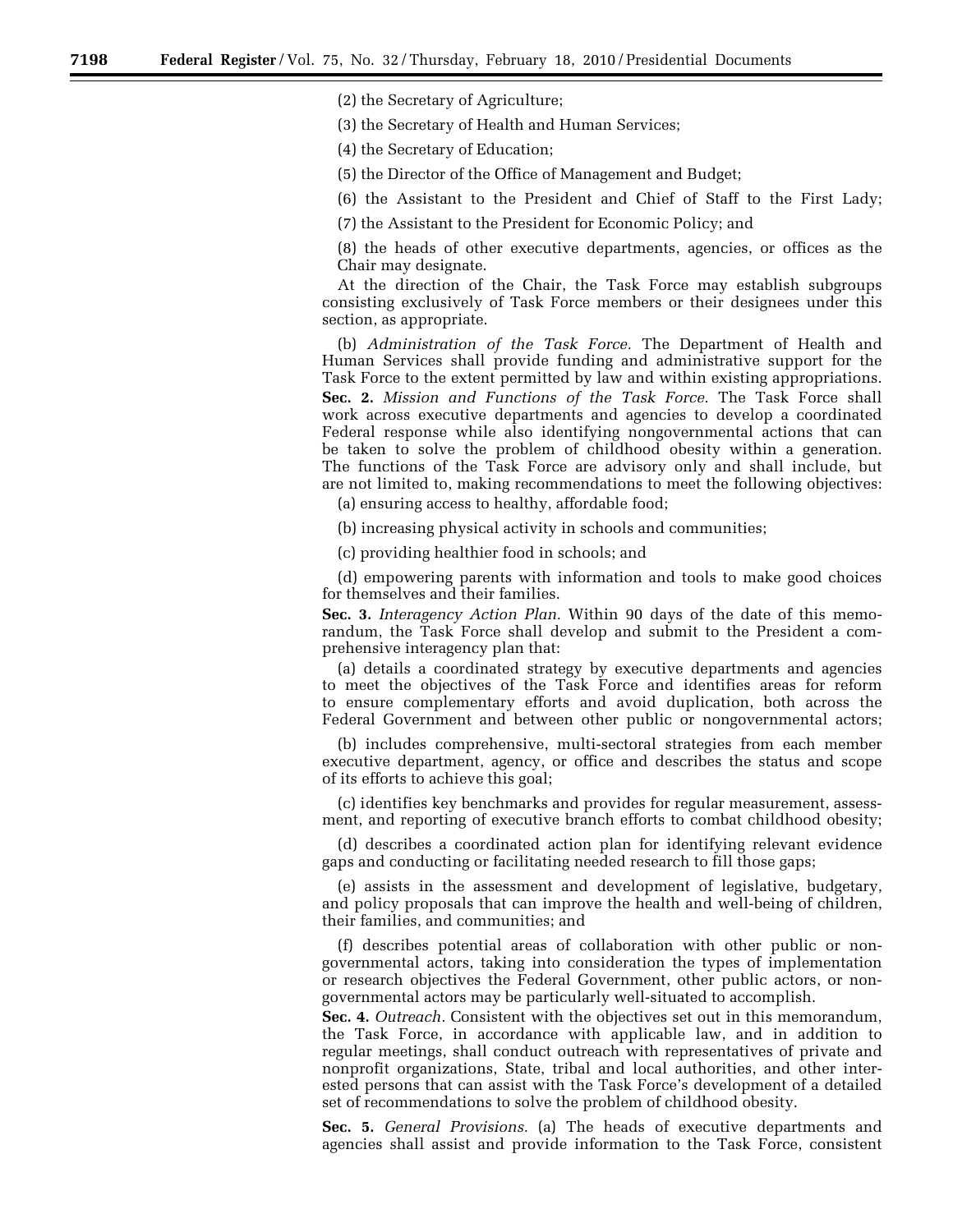(2) the Secretary of Agriculture;

(3) the Secretary of Health and Human Services;

(4) the Secretary of Education;

(5) the Director of the Office of Management and Budget;

(6) the Assistant to the President and Chief of Staff to the First Lady;

(7) the Assistant to the President for Economic Policy; and

(8) the heads of other executive departments, agencies, or offices as the Chair may designate.

At the direction of the Chair, the Task Force may establish subgroups consisting exclusively of Task Force members or their designees under this section, as appropriate.

(b) *Administration of the Task Force.* The Department of Health and Human Services shall provide funding and administrative support for the Task Force to the extent permitted by law and within existing appropriations.

**Sec. 2.** *Mission and Functions of the Task Force.* The Task Force shall work across executive departments and agencies to develop a coordinated Federal response while also identifying nongovernmental actions that can be taken to solve the problem of childhood obesity within a generation. The functions of the Task Force are advisory only and shall include, but are not limited to, making recommendations to meet the following objectives:

(a) ensuring access to healthy, affordable food;

(b) increasing physical activity in schools and communities;

(c) providing healthier food in schools; and

(d) empowering parents with information and tools to make good choices for themselves and their families.

**Sec. 3.** *Interagency Action Plan.* Within 90 days of the date of this memorandum, the Task Force shall develop and submit to the President a comprehensive interagency plan that:

(a) details a coordinated strategy by executive departments and agencies to meet the objectives of the Task Force and identifies areas for reform to ensure complementary efforts and avoid duplication, both across the Federal Government and between other public or nongovernmental actors;

(b) includes comprehensive, multi-sectoral strategies from each member executive department, agency, or office and describes the status and scope of its efforts to achieve this goal;

(c) identifies key benchmarks and provides for regular measurement, assessment, and reporting of executive branch efforts to combat childhood obesity;

(d) describes a coordinated action plan for identifying relevant evidence gaps and conducting or facilitating needed research to fill those gaps;

(e) assists in the assessment and development of legislative, budgetary, and policy proposals that can improve the health and well-being of children, their families, and communities; and

(f) describes potential areas of collaboration with other public or nongovernmental actors, taking into consideration the types of implementation or research objectives the Federal Government, other public actors, or nongovernmental actors may be particularly well-situated to accomplish.

**Sec. 4.** *Outreach.* Consistent with the objectives set out in this memorandum, the Task Force, in accordance with applicable law, and in addition to regular meetings, shall conduct outreach with representatives of private and nonprofit organizations, State, tribal and local authorities, and other interested persons that can assist with the Task Force's development of a detailed set of recommendations to solve the problem of childhood obesity.

**Sec. 5.** *General Provisions.* (a) The heads of executive departments and agencies shall assist and provide information to the Task Force, consistent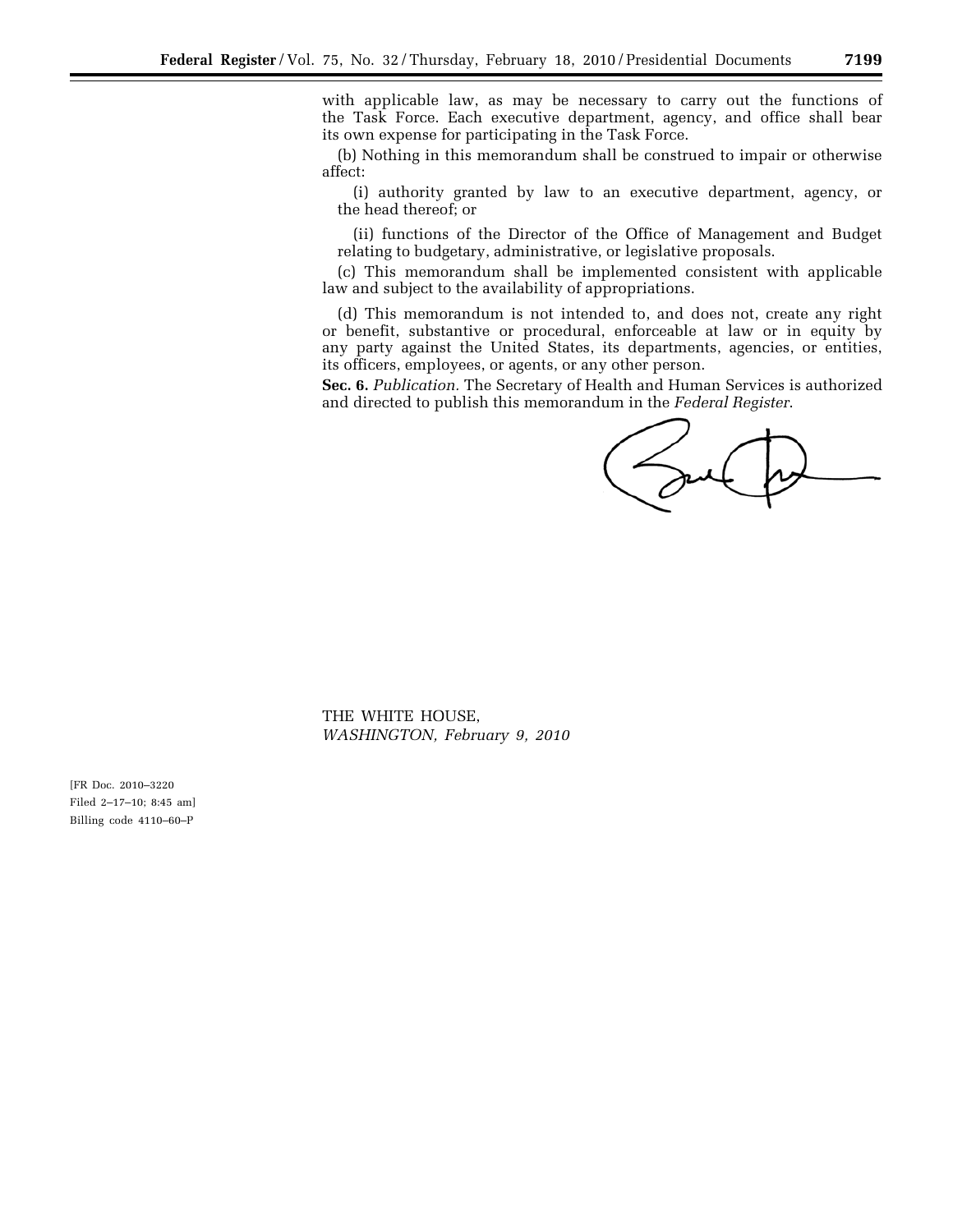with applicable law, as may be necessary to carry out the functions of the Task Force. Each executive department, agency, and office shall bear its own expense for participating in the Task Force.

(b) Nothing in this memorandum shall be construed to impair or otherwise affect:

(i) authority granted by law to an executive department, agency, or the head thereof; or

(ii) functions of the Director of the Office of Management and Budget relating to budgetary, administrative, or legislative proposals.

(c) This memorandum shall be implemented consistent with applicable law and subject to the availability of appropriations.

(d) This memorandum is not intended to, and does not, create any right or benefit, substantive or procedural, enforceable at law or in equity by any party against the United States, its departments, agencies, or entities, its officers, employees, or agents, or any other person.

**Sec. 6.** *Publication.* The Secretary of Health and Human Services is authorized and directed to publish this memorandum in the *Federal Register*.

THE WHITE HOUSE,
*WASHINGTON, February 9, 2010*

[FR Doc. 2010–3220
Filed 2–17–10; 8:45 am]
Billing code 4110–60–P